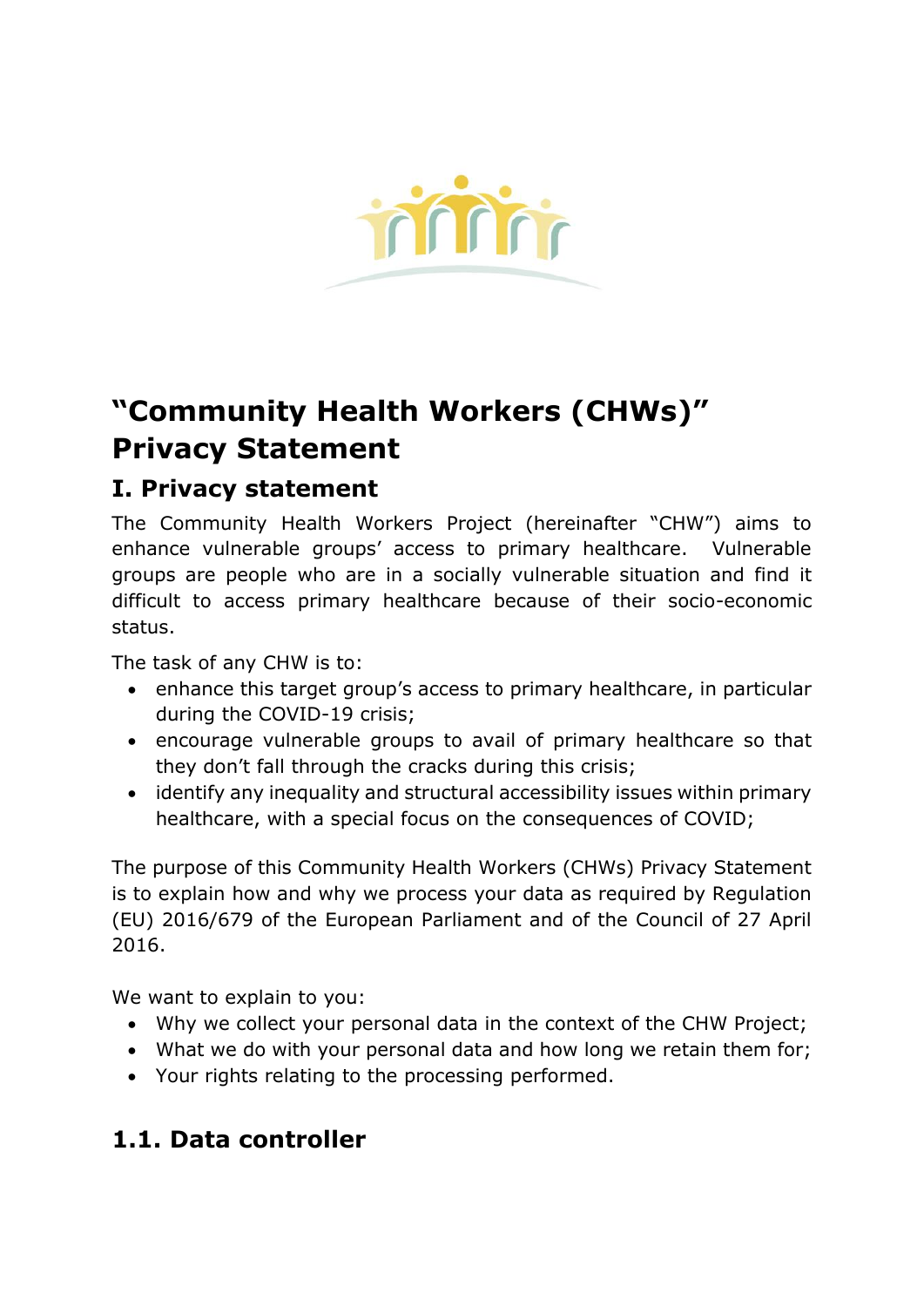# "Community Health Workers (CHWs)" Privacy Statement

## I. Privacy statement

The Community Health Workers Project (hereinafter "CHW") aims to enhance vulnerable groups' access to primary healthcare. Vulnerable groups are people who are in a socially vulnerable situation and find it difficult to access primary healthcare because of their socio-economic status.

The task of any CHW is to:

- enhance this target group's access to primary healthcare, in particular during the COVID-19 crisis;
- encourage vulnerable groups to avail of primary healthcare so that they don't fall through the cracks during this crisis;
- identify any inequality and structural accessibility issues within primary healthcare, with a special focus on the consequences of COVID;

The purpose of this Community Health Workers (CHWs) Privacy Statement is to explain how and why we process your data as required by Regulation (EU) 2016/679 of the European Parliament and of the Council of 27 April 2016.

We want to explain to you:

- Why we collect your personal data in the context of the CHW Project;
- What we do with your personal data and how long we retain them for;
- Your rights relating to the processing performed.

## 1.1. Data controller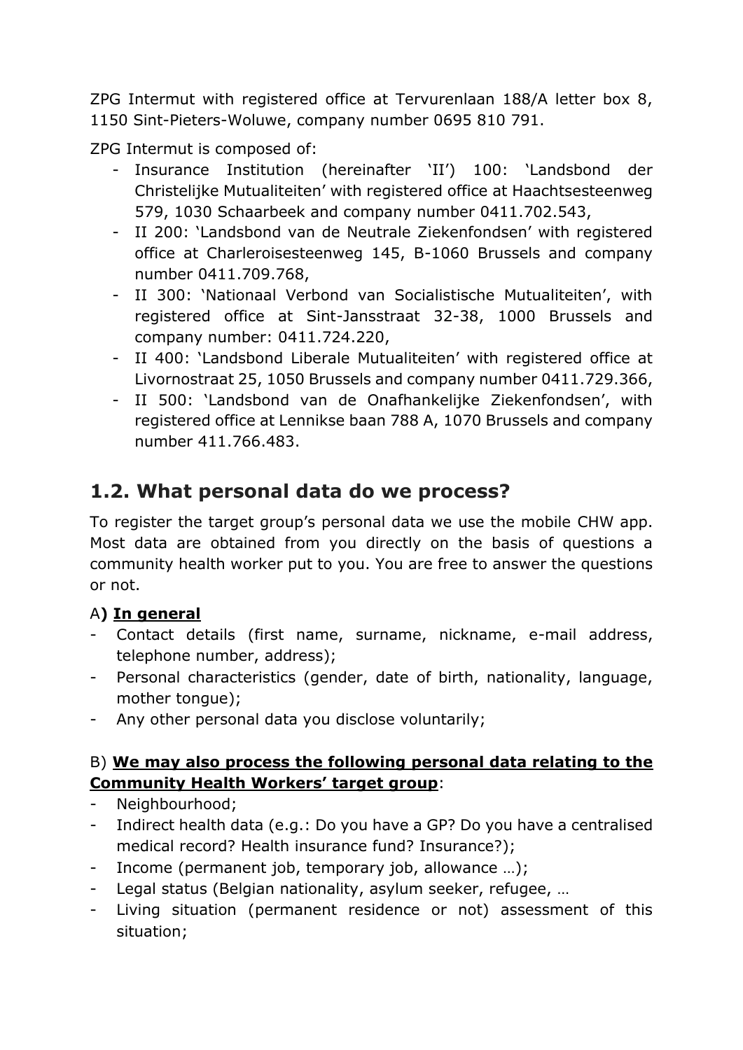ZPG Intermut with registered office at Tervurenlaan 188/A letter box 8, 1150 Sint-Pieters-Woluwe, company number 0695 810 791.

ZPG Intermut is composed of:

- Insurance Institution (hereinafter 'II') 100: 'Landsbond der Christelijke Mutualiteiten' with registered office at Haachtsesteenweg 579, 1030 Schaarbeek and company number 0411.702.543,
- II 200: 'Landsbond van de Neutrale Ziekenfondsen' with registered office at Charleroisesteenweg 145, B-1060 Brussels and company number 0411.709.768,
- II 300: 'Nationaal Verbond van Socialistische Mutualiteiten', with registered office at Sint-Jansstraat 32-38, 1000 Brussels and company number: 0411.724.220,
- II 400: 'Landsbond Liberale Mutualiteiten' with registered office at Livornostraat 25, 1050 Brussels and company number 0411.729.366,
- II 500: 'Landsbond van de Onafhankelijke Ziekenfondsen', with registered office at Lennikse baan 788 A, 1070 Brussels and company number 411.766.483.

## 1.2. What personal data do we process?

To register the target group's personal data we use the mobile CHW app. Most data are obtained from you directly on the basis of questions a community health worker put to you. You are free to answer the questions or not.

A**) <u>In general</u>**

- Contact details (first name, surname, nickname, e-mail address, telephone number, address);
- Personal characteristics (gender, date of birth, nationality, language, mother tongue);
- Any other personal data you disclose voluntarily;

B) **<u>We may also process the following personal data relating to the Community Health Workers' target group</u>**:

- Neighbourhood;
- Indirect health data (e.g.: Do you have a GP? Do you have a centralised medical record? Health insurance fund? Insurance?);
- Income (permanent job, temporary job, allowance …);
- Legal status (Belgian nationality, asylum seeker, refugee, …
- Living situation (permanent residence or not) assessment of this situation;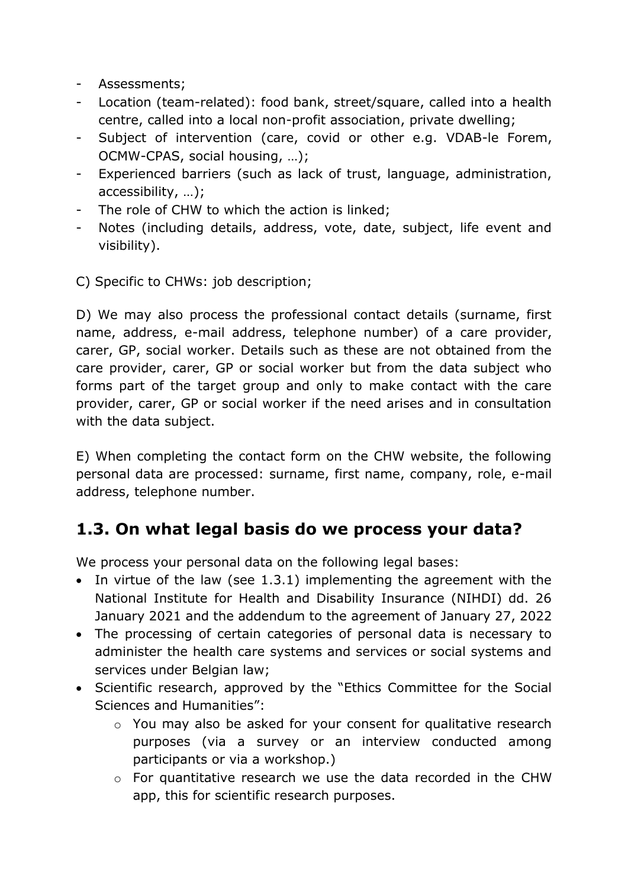- Assessments;
- Location (team-related): food bank, street/square, called into a health centre, called into a local non-profit association, private dwelling;
- Subject of intervention (care, covid or other e.g. VDAB-le Forem, OCMW-CPAS, social housing, …);
- Experienced barriers (such as lack of trust, language, administration, accessibility, …);
- The role of CHW to which the action is linked;
- Notes (including details, address, vote, date, subject, life event and visibility).

C) Specific to CHWs: job description;

D) We may also process the professional contact details (surname, first name, address, e-mail address, telephone number) of a care provider, carer, GP, social worker. Details such as these are not obtained from the care provider, carer, GP or social worker but from the data subject who forms part of the target group and only to make contact with the care provider, carer, GP or social worker if the need arises and in consultation with the data subject.

E) When completing the contact form on the CHW website, the following personal data are processed: surname, first name, company, role, e-mail address, telephone number.

## 1.3. On what legal basis do we process your data?

We process your personal data on the following legal bases:

- In virtue of the law (see 1.3.1) implementing the agreement with the National Institute for Health and Disability Insurance (NIHDI) dd. 26 January 2021 and the addendum to the agreement of January 27, 2022
- The processing of certain categories of personal data is necessary to administer the health care systems and services or social systems and services under Belgian law;
- Scientific research, approved by the "Ethics Committee for the Social Sciences and Humanities":
  - You may also be asked for your consent for qualitative research purposes (via a survey or an interview conducted among participants or via a workshop.)
  - For quantitative research we use the data recorded in the CHW app, this for scientific research purposes.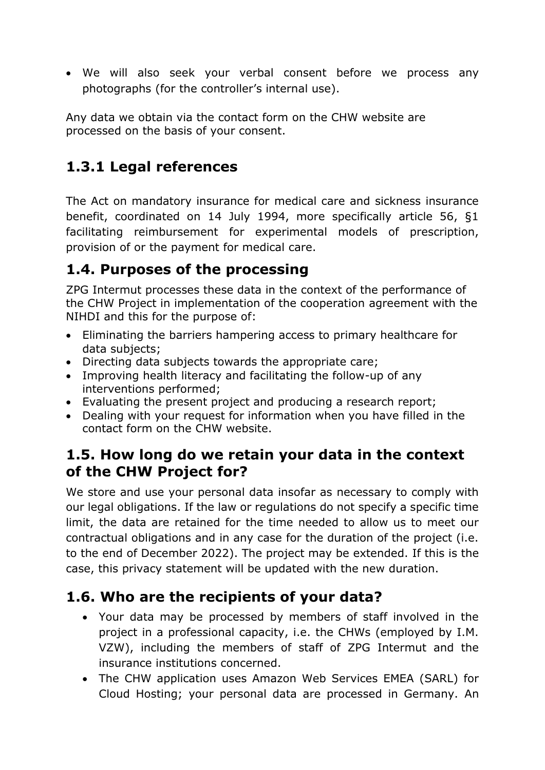- We will also seek your verbal consent before we process any photographs (for the controller's internal use).

Any data we obtain via the contact form on the CHW website are processed on the basis of your consent.

## 1.3.1 Legal references

The Act on mandatory insurance for medical care and sickness insurance benefit, coordinated on 14 July 1994, more specifically article 56, §1 facilitating reimbursement for experimental models of prescription, provision of or the payment for medical care.

## 1.4. Purposes of the processing

ZPG Intermut processes these data in the context of the performance of the CHW Project in implementation of the cooperation agreement with the NIHDI and this for the purpose of:

- Eliminating the barriers hampering access to primary healthcare for data subjects;
- Directing data subjects towards the appropriate care;
- Improving health literacy and facilitating the follow-up of any interventions performed;
- Evaluating the present project and producing a research report;
- Dealing with your request for information when you have filled in the contact form on the CHW website.

## 1.5. How long do we retain your data in the context of the CHW Project for?

We store and use your personal data insofar as necessary to comply with our legal obligations. If the law or regulations do not specify a specific time limit, the data are retained for the time needed to allow us to meet our contractual obligations and in any case for the duration of the project (i.e. to the end of December 2022). The project may be extended. If this is the case, this privacy statement will be updated with the new duration.

## 1.6. Who are the recipients of your data?

- Your data may be processed by members of staff involved in the project in a professional capacity, i.e. the CHWs (employed by I.M. VZW), including the members of staff of ZPG Intermut and the insurance institutions concerned.
- The CHW application uses Amazon Web Services EMEA (SARL) for Cloud Hosting; your personal data are processed in Germany. An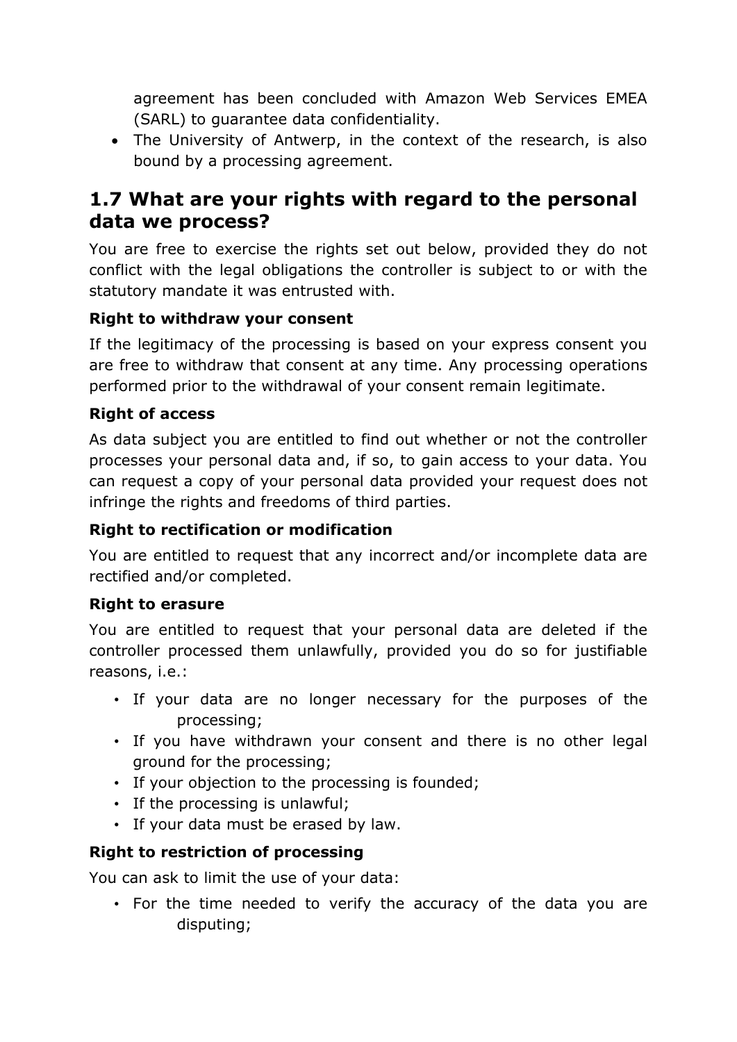agreement has been concluded with Amazon Web Services EMEA (SARL) to guarantee data confidentiality.

- The University of Antwerp, in the context of the research, is also bound by a processing agreement.

## 1.7 What are your rights with regard to the personal data we process?

You are free to exercise the rights set out below, provided they do not conflict with the legal obligations the controller is subject to or with the statutory mandate it was entrusted with.

**Right to withdraw your consent**

If the legitimacy of the processing is based on your express consent you are free to withdraw that consent at any time. Any processing operations performed prior to the withdrawal of your consent remain legitimate.

**Right of access**

As data subject you are entitled to find out whether or not the controller processes your personal data and, if so, to gain access to your data. You can request a copy of your personal data provided your request does not infringe the rights and freedoms of third parties.

**Right to rectification or modification**

You are entitled to request that any incorrect and/or incomplete data are rectified and/or completed.

**Right to erasure**

You are entitled to request that your personal data are deleted if the controller processed them unlawfully, provided you do so for justifiable reasons, i.e.:

- If your data are no longer necessary for the purposes of the processing;
- If you have withdrawn your consent and there is no other legal ground for the processing;
- If your objection to the processing is founded;
- If the processing is unlawful;
- If your data must be erased by law.

**Right to restriction of processing**

You can ask to limit the use of your data:

- For the time needed to verify the accuracy of the data you are disputing;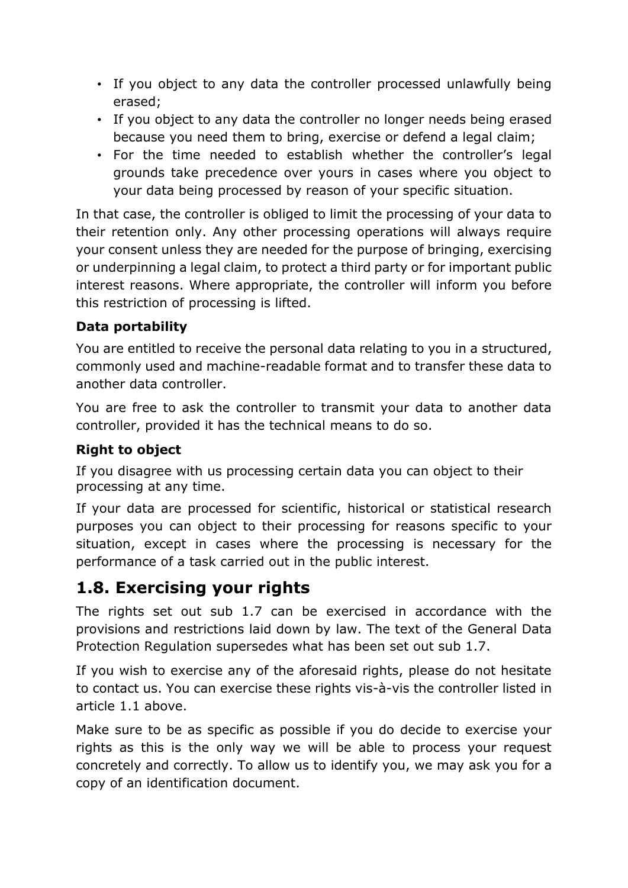- If you object to any data the controller processed unlawfully being erased;
- If you object to any data the controller no longer needs being erased because you need them to bring, exercise or defend a legal claim;
- For the time needed to establish whether the controller's legal grounds take precedence over yours in cases where you object to your data being processed by reason of your specific situation.

In that case, the controller is obliged to limit the processing of your data to their retention only. Any other processing operations will always require your consent unless they are needed for the purpose of bringing, exercising or underpinning a legal claim, to protect a third party or for important public interest reasons. Where appropriate, the controller will inform you before this restriction of processing is lifted.

**Data portability**

You are entitled to receive the personal data relating to you in a structured, commonly used and machine-readable format and to transfer these data to another data controller.

You are free to ask the controller to transmit your data to another data controller, provided it has the technical means to do so.

**Right to object**

If you disagree with us processing certain data you can object to their processing at any time.

If your data are processed for scientific, historical or statistical research purposes you can object to their processing for reasons specific to your situation, except in cases where the processing is necessary for the performance of a task carried out in the public interest.

## 1.8. Exercising your rights

The rights set out sub 1.7 can be exercised in accordance with the provisions and restrictions laid down by law. The text of the General Data Protection Regulation supersedes what has been set out sub 1.7.

If you wish to exercise any of the aforesaid rights, please do not hesitate to contact us. You can exercise these rights vis-à-vis the controller listed in article 1.1 above.

Make sure to be as specific as possible if you do decide to exercise your rights as this is the only way we will be able to process your request concretely and correctly. To allow us to identify you, we may ask you for a copy of an identification document.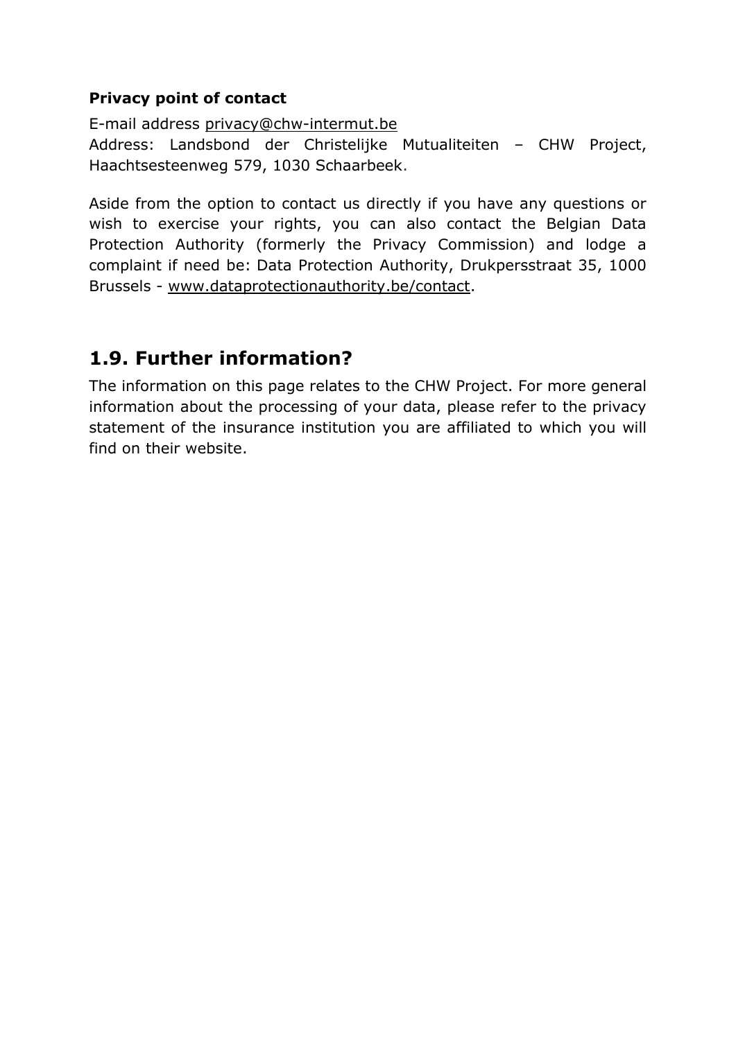**Privacy point of contact**

E-mail address privacy@chw-intermut.be
Address: Landsbond der Christelijke Mutualiteiten – CHW Project, Haachtsesteenweg 579, 1030 Schaarbeek.

Aside from the option to contact us directly if you have any questions or wish to exercise your rights, you can also contact the Belgian Data Protection Authority (formerly the Privacy Commission) and lodge a complaint if need be: Data Protection Authority, Drukpersstraat 35, 1000 Brussels - www.dataprotectionauthority.be/contact.

## 1.9. Further information?

The information on this page relates to the CHW Project. For more general information about the processing of your data, please refer to the privacy statement of the insurance institution you are affiliated to which you will find on their website.